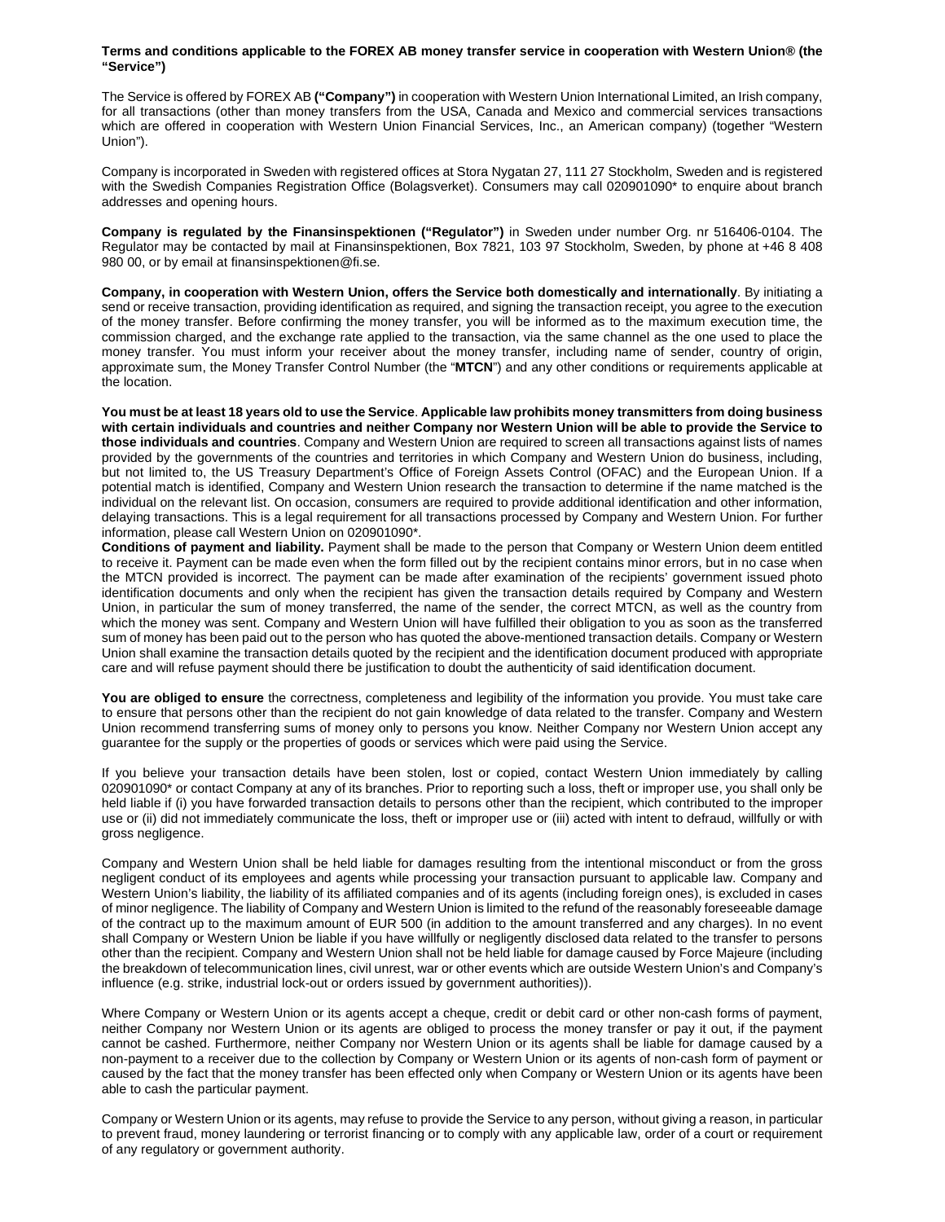**Terms and conditions applicable to the FOREX AB money transfer service in cooperation with Western Union® (the "Service")**

The Service is offered by FOREX AB **("Company")** in cooperation with Western Union International Limited, an Irish company, for all transactions (other than money transfers from the USA, Canada and Mexico and commercial services transactions which are offered in cooperation with Western Union Financial Services, Inc., an American company) (together "Western Union").

Company is incorporated in Sweden with registered offices at Stora Nygatan 27, 111 27 Stockholm, Sweden and is registered with the Swedish Companies Registration Office (Bolagsverket). Consumers may call 020901090* to enquire about branch addresses and opening hours.

**Company is regulated by the Finansinspektionen ("Regulator")** in Sweden under number Org. nr 516406-0104. The Regulator may be contacted by mail at Finansinspektionen, Box 7821, 103 97 Stockholm, Sweden, by phone at +46 8 408 980 00, or by email at finansinspektionen@fi.se.

**Company, in cooperation with Western Union, offers the Service both domestically and internationally**. By initiating a send or receive transaction, providing identification as required, and signing the transaction receipt, you agree to the execution of the money transfer. Before confirming the money transfer, you will be informed as to the maximum execution time, the commission charged, and the exchange rate applied to the transaction, via the same channel as the one used to place the money transfer. You must inform your receiver about the money transfer, including name of sender, country of origin, approximate sum, the Money Transfer Control Number (the "**MTCN**") and any other conditions or requirements applicable at the location.

**You must be at least 18 years old to use the Service**. **Applicable law prohibits money transmitters from doing business with certain individuals and countries and neither Company nor Western Union will be able to provide the Service to those individuals and countries**. Company and Western Union are required to screen all transactions against lists of names provided by the governments of the countries and territories in which Company and Western Union do business, including, but not limited to, the US Treasury Department's Office of Foreign Assets Control (OFAC) and the European Union. If a potential match is identified, Company and Western Union research the transaction to determine if the name matched is the individual on the relevant list. On occasion, consumers are required to provide additional identification and other information, delaying transactions. This is a legal requirement for all transactions processed by Company and Western Union. For further information, please call Western Union on 020901090*.

**Conditions of payment and liability.** Payment shall be made to the person that Company or Western Union deem entitled to receive it. Payment can be made even when the form filled out by the recipient contains minor errors, but in no case when the MTCN provided is incorrect. The payment can be made after examination of the recipients' government issued photo identification documents and only when the recipient has given the transaction details required by Company and Western Union, in particular the sum of money transferred, the name of the sender, the correct MTCN, as well as the country from which the money was sent. Company and Western Union will have fulfilled their obligation to you as soon as the transferred sum of money has been paid out to the person who has quoted the above-mentioned transaction details. Company or Western Union shall examine the transaction details quoted by the recipient and the identification document produced with appropriate care and will refuse payment should there be justification to doubt the authenticity of said identification document.

**You are obliged to ensure** the correctness, completeness and legibility of the information you provide. You must take care to ensure that persons other than the recipient do not gain knowledge of data related to the transfer. Company and Western Union recommend transferring sums of money only to persons you know. Neither Company nor Western Union accept any guarantee for the supply or the properties of goods or services which were paid using the Service.

If you believe your transaction details have been stolen, lost or copied, contact Western Union immediately by calling 020901090* or contact Company at any of its branches. Prior to reporting such a loss, theft or improper use, you shall only be held liable if (i) you have forwarded transaction details to persons other than the recipient, which contributed to the improper use or (ii) did not immediately communicate the loss, theft or improper use or (iii) acted with intent to defraud, willfully or with gross negligence.

Company and Western Union shall be held liable for damages resulting from the intentional misconduct or from the gross negligent conduct of its employees and agents while processing your transaction pursuant to applicable law. Company and Western Union's liability, the liability of its affiliated companies and of its agents (including foreign ones), is excluded in cases of minor negligence. The liability of Company and Western Union is limited to the refund of the reasonably foreseeable damage of the contract up to the maximum amount of EUR 500 (in addition to the amount transferred and any charges). In no event shall Company or Western Union be liable if you have willfully or negligently disclosed data related to the transfer to persons other than the recipient. Company and Western Union shall not be held liable for damage caused by Force Majeure (including the breakdown of telecommunication lines, civil unrest, war or other events which are outside Western Union's and Company's influence (e.g. strike, industrial lock-out or orders issued by government authorities)).

Where Company or Western Union or its agents accept a cheque, credit or debit card or other non-cash forms of payment, neither Company nor Western Union or its agents are obliged to process the money transfer or pay it out, if the payment cannot be cashed. Furthermore, neither Company nor Western Union or its agents shall be liable for damage caused by a non-payment to a receiver due to the collection by Company or Western Union or its agents of non-cash form of payment or caused by the fact that the money transfer has been effected only when Company or Western Union or its agents have been able to cash the particular payment.

Company or Western Union or its agents, may refuse to provide the Service to any person, without giving a reason, in particular to prevent fraud, money laundering or terrorist financing or to comply with any applicable law, order of a court or requirement of any regulatory or government authority.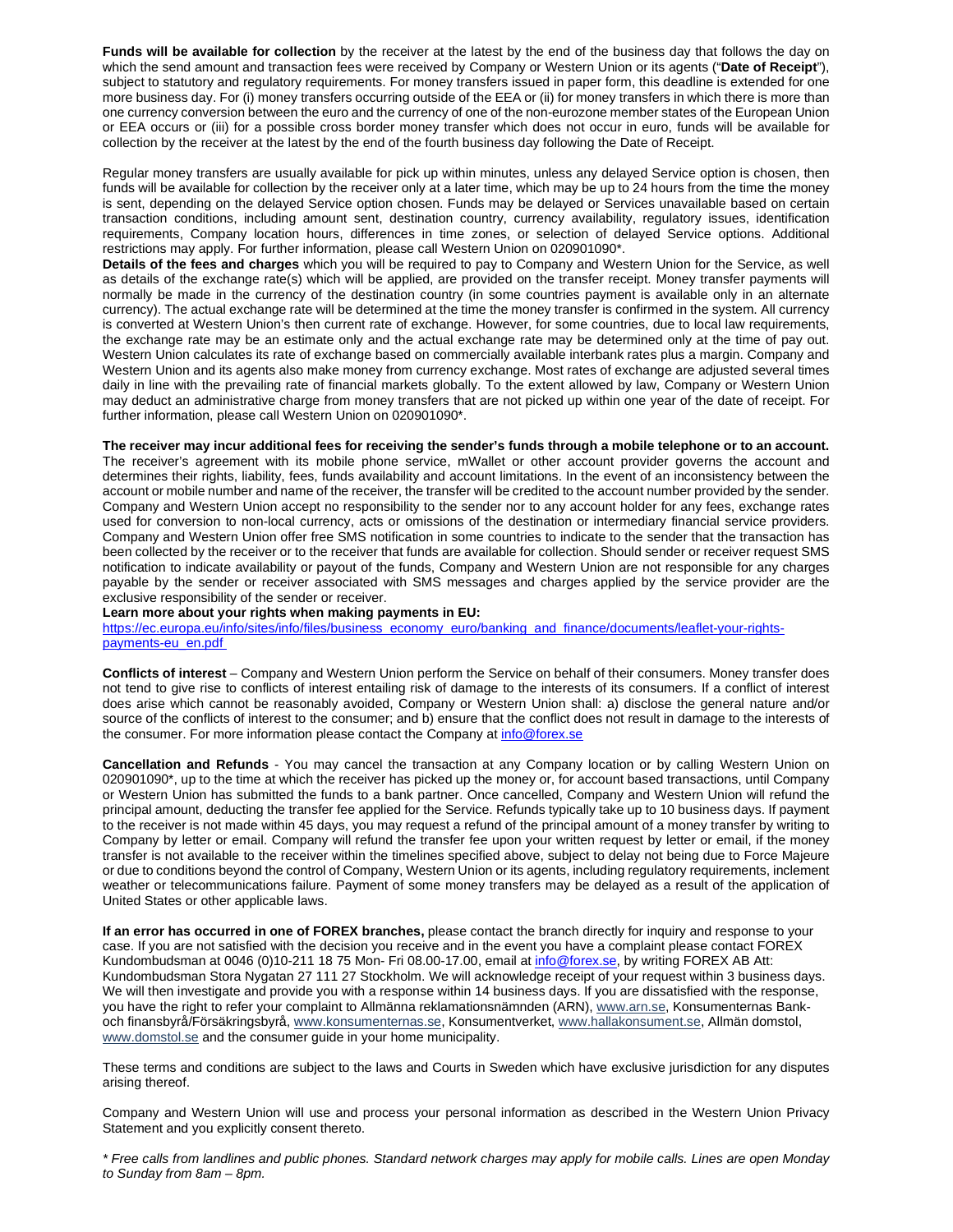**Funds will be available for collection** by the receiver at the latest by the end of the business day that follows the day on which the send amount and transaction fees were received by Company or Western Union or its agents ("**Date of Receipt**"), subject to statutory and regulatory requirements. For money transfers issued in paper form, this deadline is extended for one more business day. For (i) money transfers occurring outside of the EEA or (ii) for money transfers in which there is more than one currency conversion between the euro and the currency of one of the non-eurozone member states of the European Union or EEA occurs or (iii) for a possible cross border money transfer which does not occur in euro, funds will be available for collection by the receiver at the latest by the end of the fourth business day following the Date of Receipt.

Regular money transfers are usually available for pick up within minutes, unless any delayed Service option is chosen, then funds will be available for collection by the receiver only at a later time, which may be up to 24 hours from the time the money is sent, depending on the delayed Service option chosen. Funds may be delayed or Services unavailable based on certain transaction conditions, including amount sent, destination country, currency availability, regulatory issues, identification requirements, Company location hours, differences in time zones, or selection of delayed Service options. Additional restrictions may apply. For further information, please call Western Union on 020901090*.

**Details of the fees and charges** which you will be required to pay to Company and Western Union for the Service, as well as details of the exchange rate(s) which will be applied, are provided on the transfer receipt. Money transfer payments will normally be made in the currency of the destination country (in some countries payment is available only in an alternate currency). The actual exchange rate will be determined at the time the money transfer is confirmed in the system. All currency is converted at Western Union's then current rate of exchange. However, for some countries, due to local law requirements, the exchange rate may be an estimate only and the actual exchange rate may be determined only at the time of pay out. Western Union calculates its rate of exchange based on commercially available interbank rates plus a margin. Company and Western Union and its agents also make money from currency exchange. Most rates of exchange are adjusted several times daily in line with the prevailing rate of financial markets globally. To the extent allowed by law, Company or Western Union may deduct an administrative charge from money transfers that are not picked up within one year of the date of receipt. For further information, please call Western Union on 020901090*.

**The receiver may incur additional fees for receiving the sender's funds through a mobile telephone or to an account.** The receiver's agreement with its mobile phone service, mWallet or other account provider governs the account and determines their rights, liability, fees, funds availability and account limitations. In the event of an inconsistency between the account or mobile number and name of the receiver, the transfer will be credited to the account number provided by the sender. Company and Western Union accept no responsibility to the sender nor to any account holder for any fees, exchange rates used for conversion to non-local currency, acts or omissions of the destination or intermediary financial service providers. Company and Western Union offer free SMS notification in some countries to indicate to the sender that the transaction has been collected by the receiver or to the receiver that funds are available for collection. Should sender or receiver request SMS notification to indicate availability or payout of the funds, Company and Western Union are not responsible for any charges payable by the sender or receiver associated with SMS messages and charges applied by the service provider are the exclusive responsibility of the sender or receiver.

**Learn more about your rights when making payments in EU:**
https://ec.europa.eu/info/sites/info/files/business_economy_euro/banking_and_finance/documents/leaflet-your-rights-payments-eu_en.pdf

**Conflicts of interest** – Company and Western Union perform the Service on behalf of their consumers. Money transfer does not tend to give rise to conflicts of interest entailing risk of damage to the interests of its consumers. If a conflict of interest does arise which cannot be reasonably avoided, Company or Western Union shall: a) disclose the general nature and/or source of the conflicts of interest to the consumer; and b) ensure that the conflict does not result in damage to the interests of the consumer. For more information please contact the Company at info@forex.se

**Cancellation and Refunds** - You may cancel the transaction at any Company location or by calling Western Union on 020901090*, up to the time at which the receiver has picked up the money or, for account based transactions, until Company or Western Union has submitted the funds to a bank partner. Once cancelled, Company and Western Union will refund the principal amount, deducting the transfer fee applied for the Service. Refunds typically take up to 10 business days. If payment to the receiver is not made within 45 days, you may request a refund of the principal amount of a money transfer by writing to Company by letter or email. Company will refund the transfer fee upon your written request by letter or email, if the money transfer is not available to the receiver within the timelines specified above, subject to delay not being due to Force Majeure or due to conditions beyond the control of Company, Western Union or its agents, including regulatory requirements, inclement weather or telecommunications failure. Payment of some money transfers may be delayed as a result of the application of United States or other applicable laws.

**If an error has occurred in one of FOREX branches,** please contact the branch directly for inquiry and response to your case. If you are not satisfied with the decision you receive and in the event you have a complaint please contact FOREX Kundombudsman at 0046 (0)10-211 18 75 Mon- Fri 08.00-17.00, email at info@forex.se, by writing FOREX AB Att: Kundombudsman Stora Nygatan 27 111 27 Stockholm. We will acknowledge receipt of your request within 3 business days. We will then investigate and provide you with a response within 14 business days. If you are dissatisfied with the response, you have the right to refer your complaint to Allmänna reklamationsnämnden (ARN), www.arn.se, Konsumenternas Bank- och finansbyrå/Försäkringsbyrå, www.konsumenternas.se, Konsumentverket, www.hallakonsument.se, Allmän domstol, www.domstol.se and the consumer guide in your home municipality.

These terms and conditions are subject to the laws and Courts in Sweden which have exclusive jurisdiction for any disputes arising thereof.

Company and Western Union will use and process your personal information as described in the Western Union Privacy Statement and you explicitly consent thereto.

*\* Free calls from landlines and public phones. Standard network charges may apply for mobile calls. Lines are open Monday to Sunday from 8am – 8pm.*